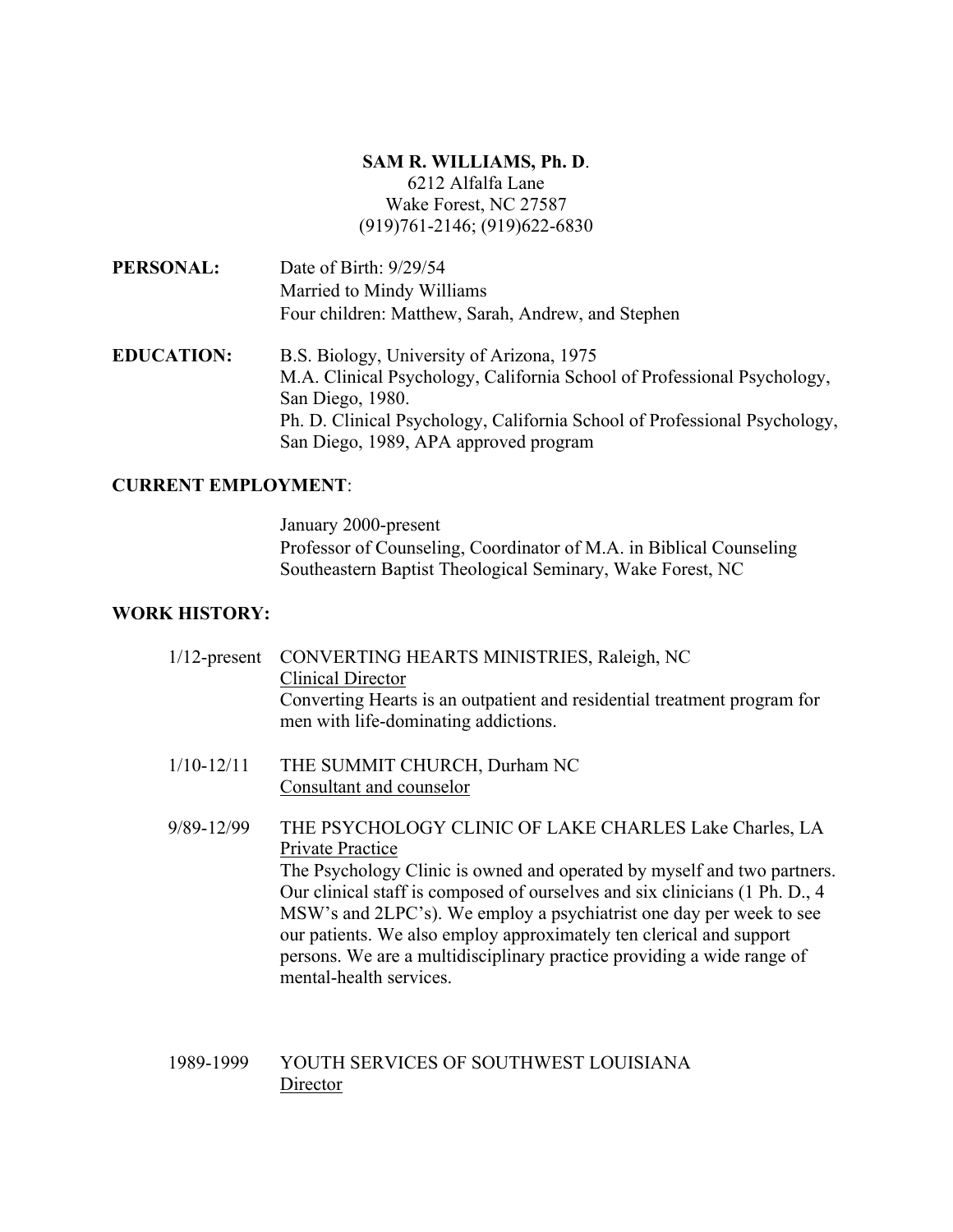**SAM R. WILLIAMS, Ph. D**.
6212 Alfalfa Lane
Wake Forest, NC 27587
(919)761-2146; (919)622-6830

**PERSONAL:**

Date of Birth: 9/29/54
Married to Mindy Williams
Four children: Matthew, Sarah, Andrew, and Stephen

**EDUCATION:**

B.S. Biology, University of Arizona, 1975
M.A. Clinical Psychology, California School of Professional Psychology, San Diego, 1980.
Ph. D. Clinical Psychology, California School of Professional Psychology, San Diego, 1989, APA approved program

**CURRENT EMPLOYMENT**:

January 2000-present
Professor of Counseling, Coordinator of M.A. in Biblical Counseling
Southeastern Baptist Theological Seminary, Wake Forest, NC

**WORK HISTORY:**

1/12-present CONVERTING HEARTS MINISTRIES, Raleigh, NC
Clinical Director
Converting Hearts is an outpatient and residential treatment program for men with life-dominating addictions.

1/10-12/11 THE SUMMIT CHURCH, Durham NC
Consultant and counselor

9/89-12/99 THE PSYCHOLOGY CLINIC OF LAKE CHARLES Lake Charles, LA
Private Practice
The Psychology Clinic is owned and operated by myself and two partners. Our clinical staff is composed of ourselves and six clinicians (1 Ph. D., 4 MSW's and 2LPC's). We employ a psychiatrist one day per week to see our patients. We also employ approximately ten clerical and support persons. We are a multidisciplinary practice providing a wide range of mental-health services.

1989-1999 YOUTH SERVICES OF SOUTHWEST LOUISIANA
Director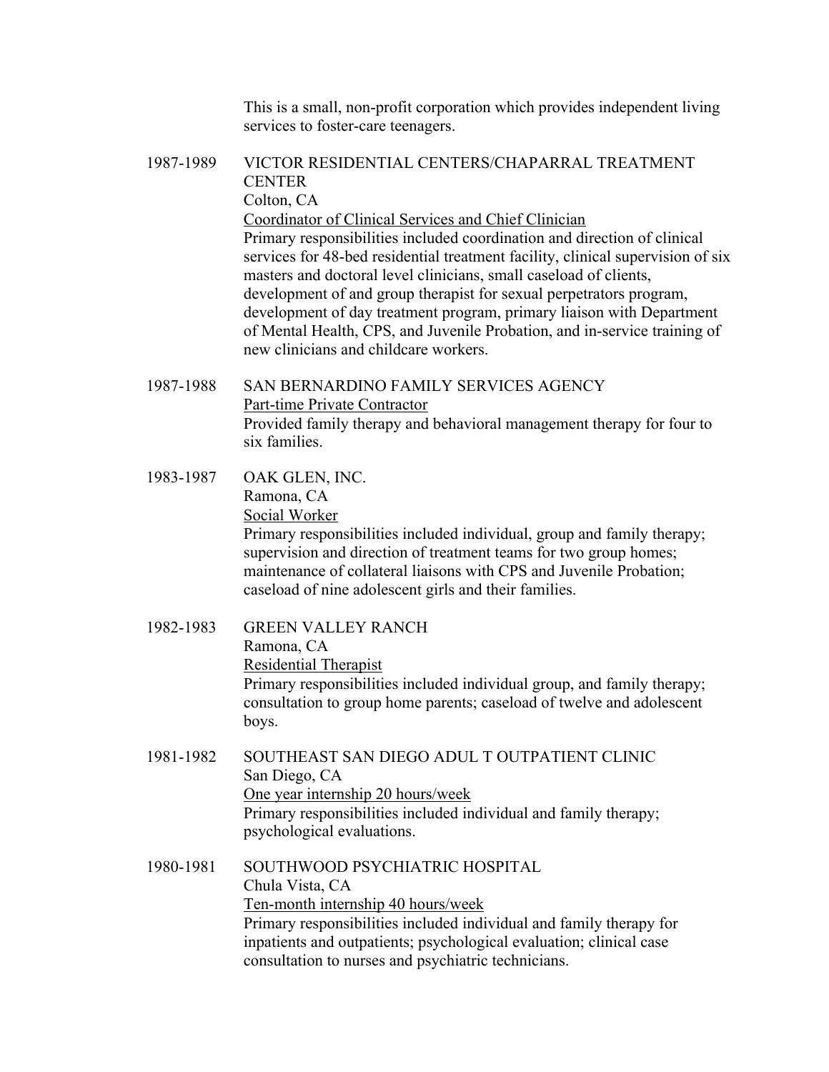This is a small, non-profit corporation which provides independent living services to foster-care teenagers.

1987-1989 VICTOR RESIDENTIAL CENTERS/CHAPARRAL TREATMENT CENTER
Colton, CA
Coordinator of Clinical Services and Chief Clinician
Primary responsibilities included coordination and direction of clinical services for 48-bed residential treatment facility, clinical supervision of six masters and doctoral level clinicians, small caseload of clients, development of and group therapist for sexual perpetrators program, development of day treatment program, primary liaison with Department of Mental Health, CPS, and Juvenile Probation, and in-service training of new clinicians and childcare workers.

1987-1988 SAN BERNARDINO FAMILY SERVICES AGENCY
Part-time Private Contractor
Provided family therapy and behavioral management therapy for four to six families.

1983-1987 OAK GLEN, INC.
Ramona, CA
Social Worker
Primary responsibilities included individual, group and family therapy; supervision and direction of treatment teams for two group homes; maintenance of collateral liaisons with CPS and Juvenile Probation; caseload of nine adolescent girls and their families.

1982-1983 GREEN VALLEY RANCH
Ramona, CA
Residential Therapist
Primary responsibilities included individual group, and family therapy; consultation to group home parents; caseload of twelve and adolescent boys.

1981-1982 SOUTHEAST SAN DIEGO ADUL T OUTPATIENT CLINIC
San Diego, CA
One year internship 20 hours/week
Primary responsibilities included individual and family therapy; psychological evaluations.

1980-1981 SOUTHWOOD PSYCHIATRIC HOSPITAL
Chula Vista, CA
Ten-month internship 40 hours/week
Primary responsibilities included individual and family therapy for inpatients and outpatients; psychological evaluation; clinical case consultation to nurses and psychiatric technicians.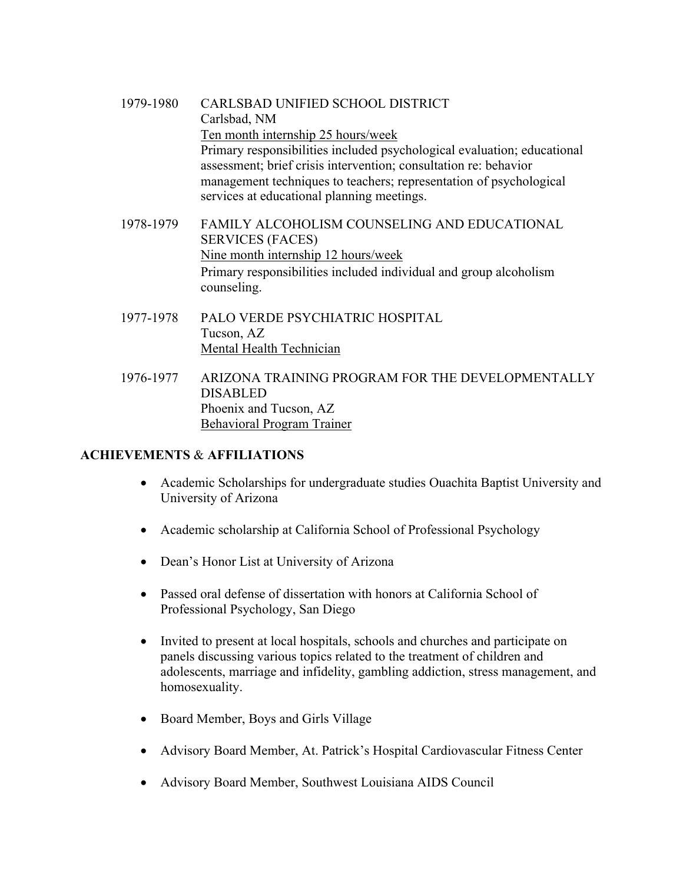1979-1980 CARLSBAD UNIFIED SCHOOL DISTRICT
Carlsbad, NM
Ten month internship 25 hours/week
Primary responsibilities included psychological evaluation; educational assessment; brief crisis intervention; consultation re: behavior management techniques to teachers; representation of psychological services at educational planning meetings.

1978-1979 FAMILY ALCOHOLISM COUNSELING AND EDUCATIONAL SERVICES (FACES)
Nine month internship 12 hours/week
Primary responsibilities included individual and group alcoholism counseling.

1977-1978 PALO VERDE PSYCHIATRIC HOSPITAL
Tucson, AZ
Mental Health Technician

1976-1977 ARIZONA TRAINING PROGRAM FOR THE DEVELOPMENTALLY DISABLED
Phoenix and Tucson, AZ
Behavioral Program Trainer

## ACHIEVEMENTS & AFFILIATIONS

- Academic Scholarships for undergraduate studies Ouachita Baptist University and University of Arizona
- Academic scholarship at California School of Professional Psychology
- Dean's Honor List at University of Arizona
- Passed oral defense of dissertation with honors at California School of Professional Psychology, San Diego
- Invited to present at local hospitals, schools and churches and participate on panels discussing various topics related to the treatment of children and adolescents, marriage and infidelity, gambling addiction, stress management, and homosexuality.
- Board Member, Boys and Girls Village
- Advisory Board Member, At. Patrick's Hospital Cardiovascular Fitness Center
- Advisory Board Member, Southwest Louisiana AIDS Council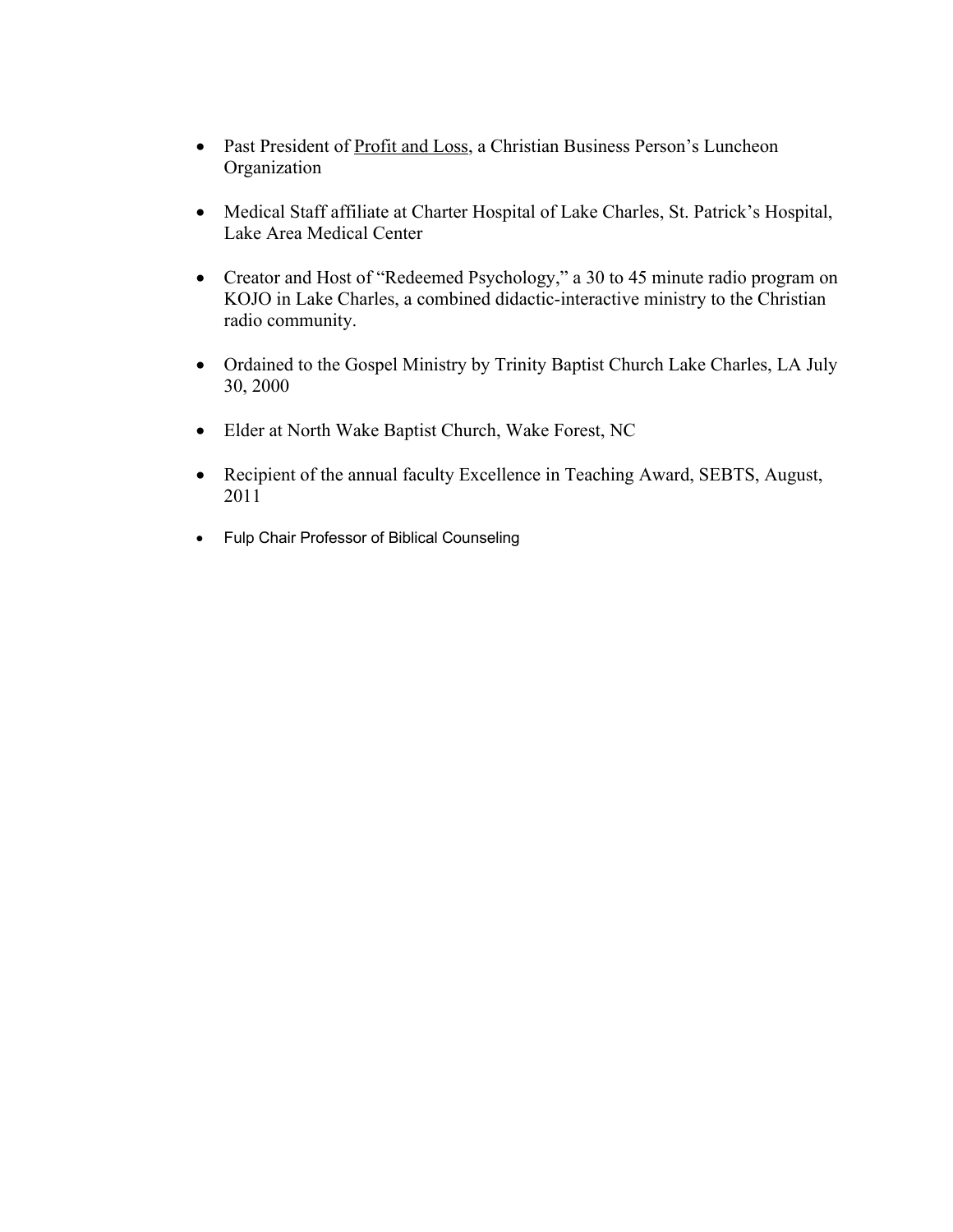- Past President of <u>Profit and Loss</u>, a Christian Business Person's Luncheon Organization

- Medical Staff affiliate at Charter Hospital of Lake Charles, St. Patrick's Hospital, Lake Area Medical Center

- Creator and Host of "Redeemed Psychology," a 30 to 45 minute radio program on KOJO in Lake Charles, a combined didactic-interactive ministry to the Christian radio community.

- Ordained to the Gospel Ministry by Trinity Baptist Church Lake Charles, LA July 30, 2000

- Elder at North Wake Baptist Church, Wake Forest, NC

- Recipient of the annual faculty Excellence in Teaching Award, SEBTS, August, 2011

- Fulp Chair Professor of Biblical Counseling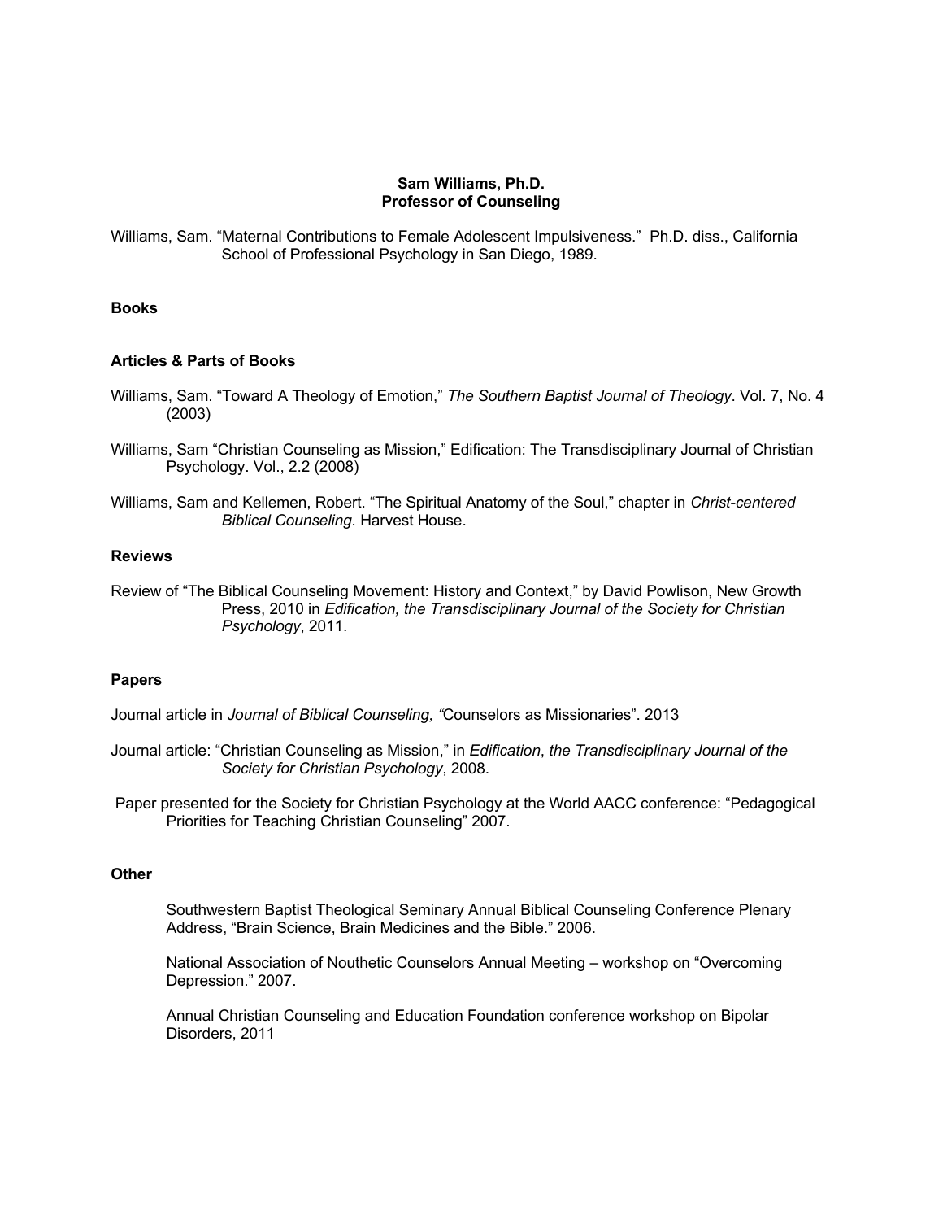**Sam Williams, Ph.D.**
**Professor of Counseling**

Williams, Sam. "Maternal Contributions to Female Adolescent Impulsiveness." Ph.D. diss., California School of Professional Psychology in San Diego, 1989.

**Books**

**Articles & Parts of Books**

Williams, Sam. "Toward A Theology of Emotion," *The Southern Baptist Journal of Theology*. Vol. 7, No. 4 (2003)

Williams, Sam "Christian Counseling as Mission," Edification: The Transdisciplinary Journal of Christian Psychology. Vol., 2.2 (2008)

Williams, Sam and Kellemen, Robert. "The Spiritual Anatomy of the Soul," chapter in *Christ-centered Biblical Counseling.* Harvest House.

**Reviews**

Review of "The Biblical Counseling Movement: History and Context," by David Powlison, New Growth Press, 2010 in *Edification, the Transdisciplinary Journal of the Society for Christian Psychology*, 2011.

**Papers**

Journal article in *Journal of Biblical Counseling, "*Counselors as Missionaries". 2013

Journal article: "Christian Counseling as Mission," in *Edification*, *the Transdisciplinary Journal of the Society for Christian Psychology*, 2008.

Paper presented for the Society for Christian Psychology at the World AACC conference: "Pedagogical Priorities for Teaching Christian Counseling" 2007.

**Other**

Southwestern Baptist Theological Seminary Annual Biblical Counseling Conference Plenary Address, "Brain Science, Brain Medicines and the Bible." 2006.

National Association of Nouthetic Counselors Annual Meeting – workshop on "Overcoming Depression." 2007.

Annual Christian Counseling and Education Foundation conference workshop on Bipolar Disorders, 2011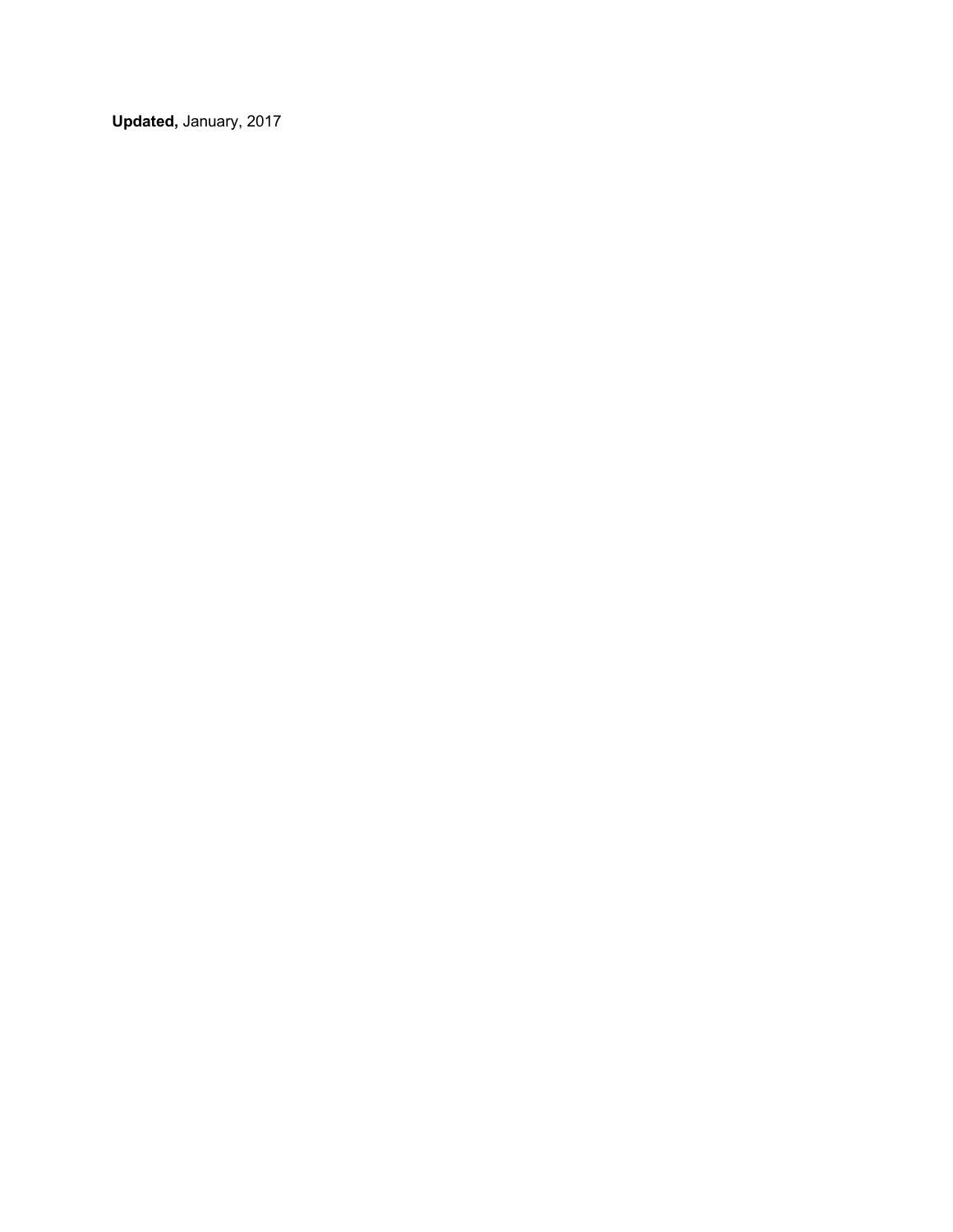**Updated,** January, 2017